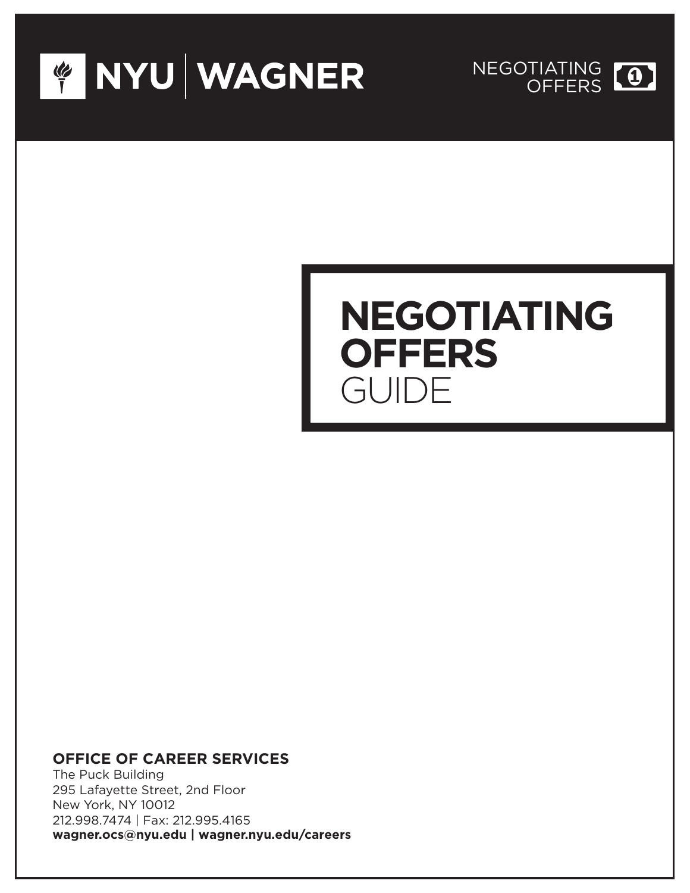NYU | WAGNER

NEGOTIATING OFFERS

# NEGOTIATING OFFERS GUIDE

**OFFICE OF CAREER SERVICES**
The Puck Building
295 Lafayette Street, 2nd Floor
New York, NY 10012
212.998.7474 | Fax: 212.995.4165
**wagner.ocs@nyu.edu | wagner.nyu.edu/careers**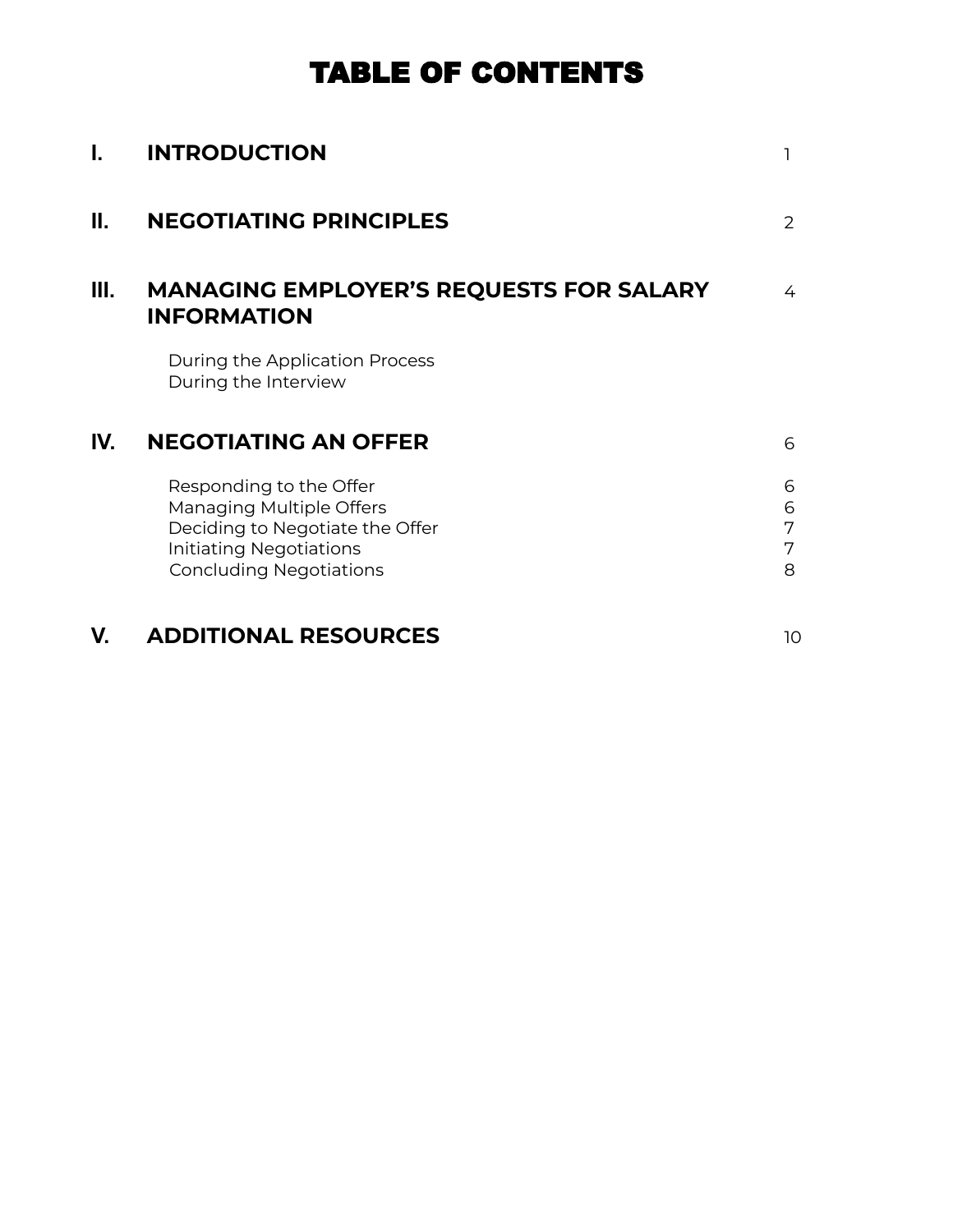# TABLE OF CONTENTS

| | | |
|---|---|---|
| **I.** | **INTRODUCTION** | 1 |
| **II.** | **NEGOTIATING PRINCIPLES** | 2 |
| **III.** | **MANAGING EMPLOYER'S REQUESTS FOR SALARY INFORMATION** | 4 |
| | During the Application Process | |
| | During the Interview | |
| **IV.** | **NEGOTIATING AN OFFER** | 6 |
| | Responding to the Offer | 6 |
| | Managing Multiple Offers | 6 |
| | Deciding to Negotiate the Offer | 7 |
| | Initiating Negotiations | 7 |
| | Concluding Negotiations | 8 |
| **V.** | **ADDITIONAL RESOURCES** | 10 |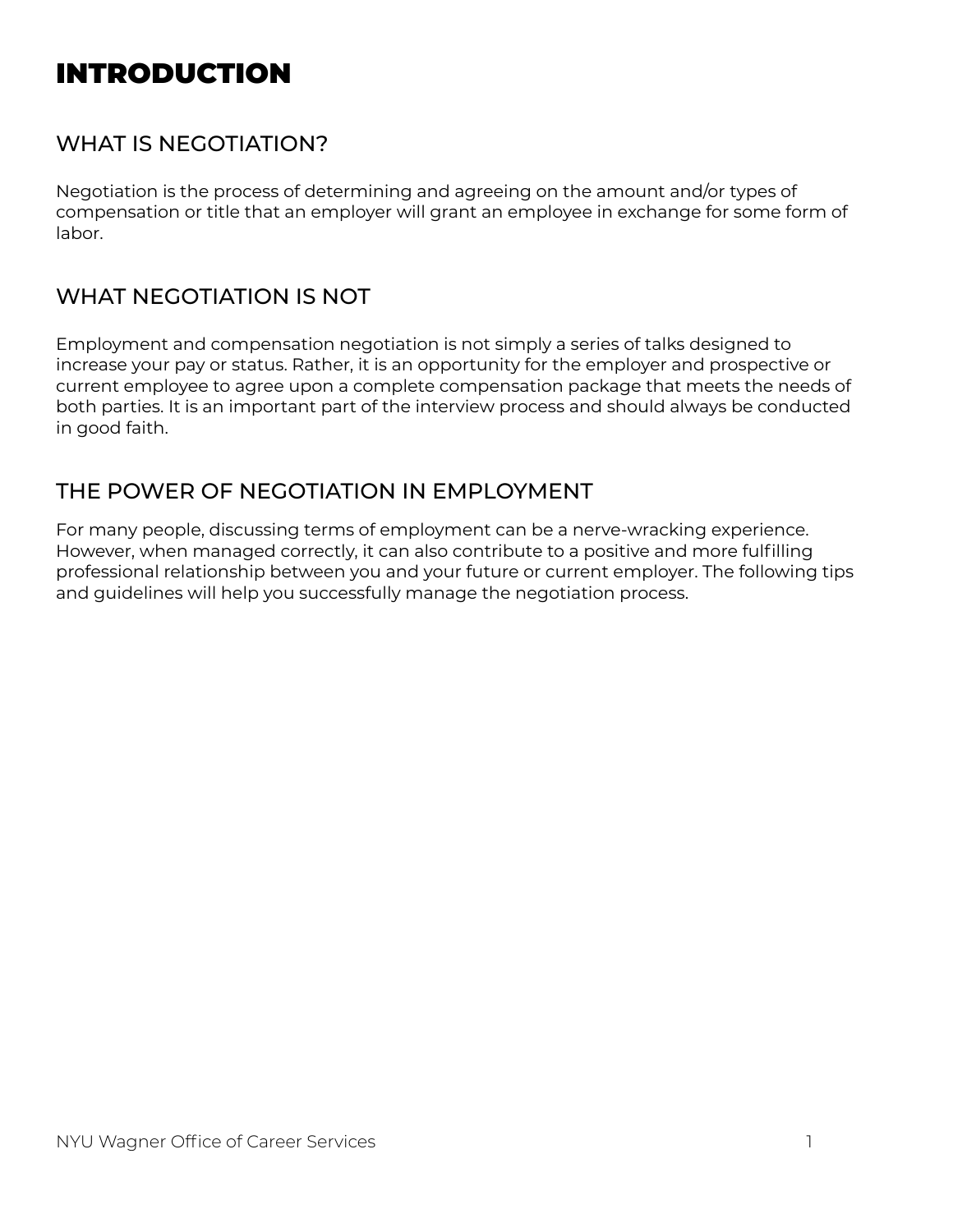# INTRODUCTION

## WHAT IS NEGOTIATION?

Negotiation is the process of determining and agreeing on the amount and/or types of compensation or title that an employer will grant an employee in exchange for some form of labor.

## WHAT NEGOTIATION IS NOT

Employment and compensation negotiation is not simply a series of talks designed to increase your pay or status. Rather, it is an opportunity for the employer and prospective or current employee to agree upon a complete compensation package that meets the needs of both parties. It is an important part of the interview process and should always be conducted in good faith.

## THE POWER OF NEGOTIATION IN EMPLOYMENT

For many people, discussing terms of employment can be a nerve-wracking experience. However, when managed correctly, it can also contribute to a positive and more fulfilling professional relationship between you and your future or current employer. The following tips and guidelines will help you successfully manage the negotiation process.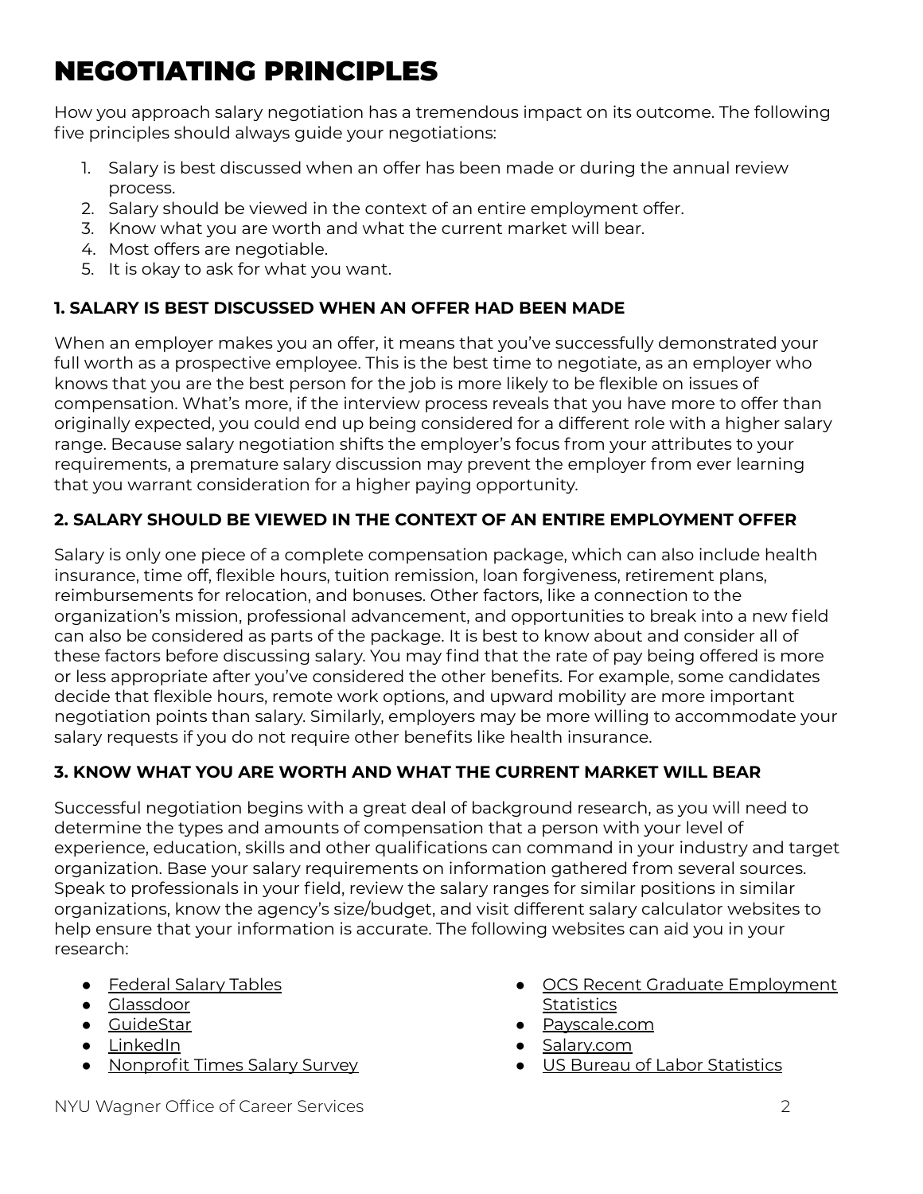# NEGOTIATING PRINCIPLES

How you approach salary negotiation has a tremendous impact on its outcome. The following five principles should always guide your negotiations:

1. Salary is best discussed when an offer has been made or during the annual review process.
2. Salary should be viewed in the context of an entire employment offer.
3. Know what you are worth and what the current market will bear.
4. Most offers are negotiable.
5. It is okay to ask for what you want.

### 1. SALARY IS BEST DISCUSSED WHEN AN OFFER HAD BEEN MADE

When an employer makes you an offer, it means that you've successfully demonstrated your full worth as a prospective employee. This is the best time to negotiate, as an employer who knows that you are the best person for the job is more likely to be flexible on issues of compensation. What's more, if the interview process reveals that you have more to offer than originally expected, you could end up being considered for a different role with a higher salary range. Because salary negotiation shifts the employer's focus from your attributes to your requirements, a premature salary discussion may prevent the employer from ever learning that you warrant consideration for a higher paying opportunity.

### 2. SALARY SHOULD BE VIEWED IN THE CONTEXT OF AN ENTIRE EMPLOYMENT OFFER

Salary is only one piece of a complete compensation package, which can also include health insurance, time off, flexible hours, tuition remission, loan forgiveness, retirement plans, reimbursements for relocation, and bonuses. Other factors, like a connection to the organization's mission, professional advancement, and opportunities to break into a new field can also be considered as parts of the package. It is best to know about and consider all of these factors before discussing salary. You may find that the rate of pay being offered is more or less appropriate after you've considered the other benefits. For example, some candidates decide that flexible hours, remote work options, and upward mobility are more important negotiation points than salary. Similarly, employers may be more willing to accommodate your salary requests if you do not require other benefits like health insurance.

### 3. KNOW WHAT YOU ARE WORTH AND WHAT THE CURRENT MARKET WILL BEAR

Successful negotiation begins with a great deal of background research, as you will need to determine the types and amounts of compensation that a person with your level of experience, education, skills and other qualifications can command in your industry and target organization. Base your salary requirements on information gathered from several sources. Speak to professionals in your field, review the salary ranges for similar positions in similar organizations, know the agency's size/budget, and visit different salary calculator websites to help ensure that your information is accurate. The following websites can aid you in your research:

- Federal Salary Tables
- Glassdoor
- GuideStar
- LinkedIn
- Nonprofit Times Salary Survey
- OCS Recent Graduate Employment Statistics
- Payscale.com
- Salary.com
- US Bureau of Labor Statistics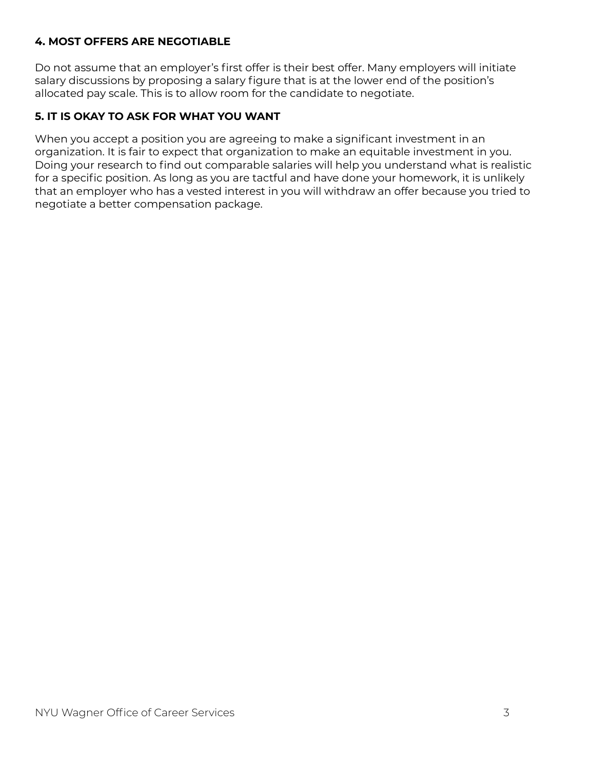### 4. MOST OFFERS ARE NEGOTIABLE

Do not assume that an employer's first offer is their best offer. Many employers will initiate salary discussions by proposing a salary figure that is at the lower end of the position's allocated pay scale. This is to allow room for the candidate to negotiate.

### 5. IT IS OKAY TO ASK FOR WHAT YOU WANT

When you accept a position you are agreeing to make a significant investment in an organization. It is fair to expect that organization to make an equitable investment in you. Doing your research to find out comparable salaries will help you understand what is realistic for a specific position. As long as you are tactful and have done your homework, it is unlikely that an employer who has a vested interest in you will withdraw an offer because you tried to negotiate a better compensation package.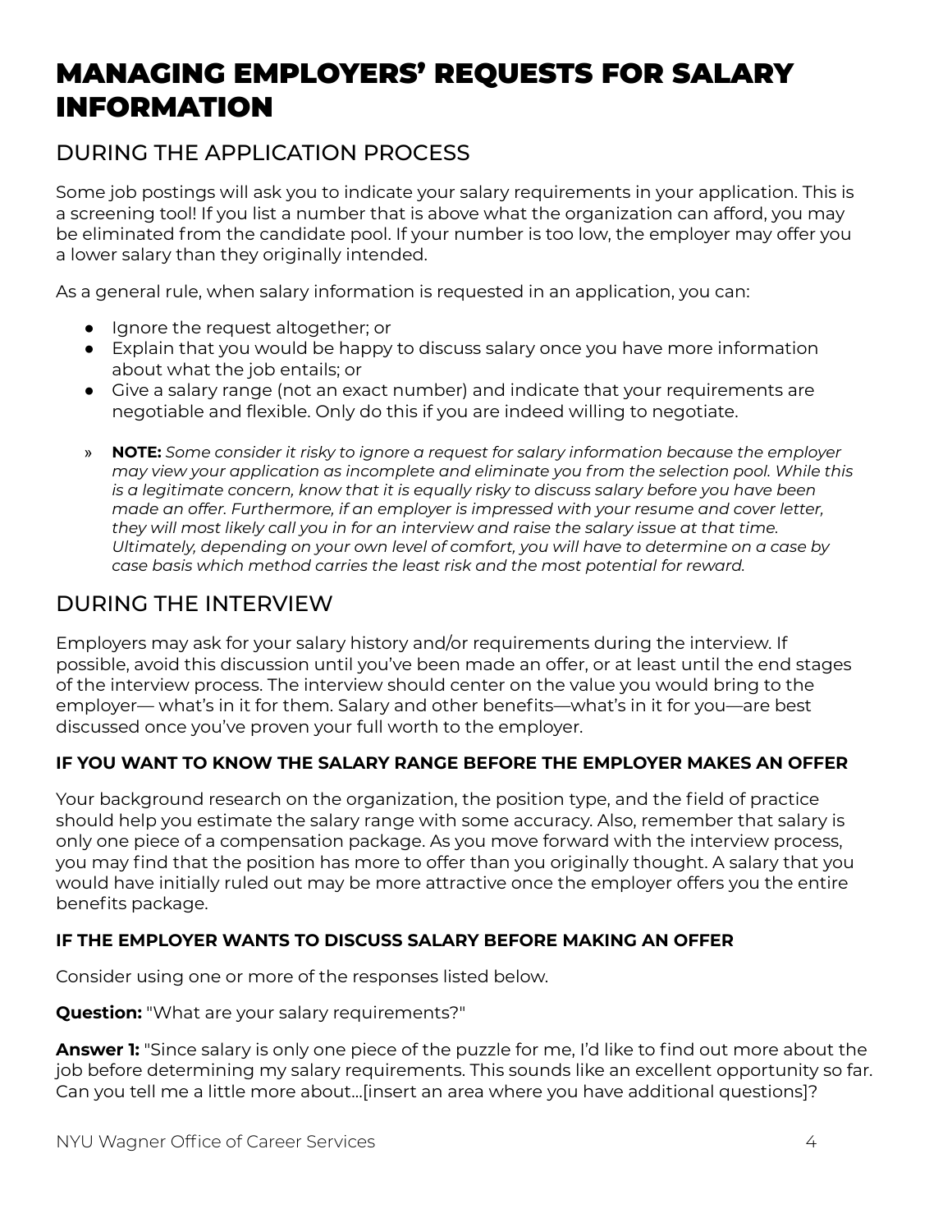# MANAGING EMPLOYERS' REQUESTS FOR SALARY INFORMATION

## DURING THE APPLICATION PROCESS

Some job postings will ask you to indicate your salary requirements in your application. This is a screening tool! If you list a number that is above what the organization can afford, you may be eliminated from the candidate pool. If your number is too low, the employer may offer you a lower salary than they originally intended.

As a general rule, when salary information is requested in an application, you can:

- Ignore the request altogether; or
- Explain that you would be happy to discuss salary once you have more information about what the job entails; or
- Give a salary range (not an exact number) and indicate that your requirements are negotiable and flexible. Only do this if you are indeed willing to negotiate.

» **NOTE:** *Some consider it risky to ignore a request for salary information because the employer may view your application as incomplete and eliminate you from the selection pool. While this is a legitimate concern, know that it is equally risky to discuss salary before you have been made an offer. Furthermore, if an employer is impressed with your resume and cover letter, they will most likely call you in for an interview and raise the salary issue at that time. Ultimately, depending on your own level of comfort, you will have to determine on a case by case basis which method carries the least risk and the most potential for reward.*

## DURING THE INTERVIEW

Employers may ask for your salary history and/or requirements during the interview. If possible, avoid this discussion until you've been made an offer, or at least until the end stages of the interview process. The interview should center on the value you would bring to the employer— what's in it for them. Salary and other benefits—what's in it for you—are best discussed once you've proven your full worth to the employer.

### IF YOU WANT TO KNOW THE SALARY RANGE BEFORE THE EMPLOYER MAKES AN OFFER

Your background research on the organization, the position type, and the field of practice should help you estimate the salary range with some accuracy. Also, remember that salary is only one piece of a compensation package. As you move forward with the interview process, you may find that the position has more to offer than you originally thought. A salary that you would have initially ruled out may be more attractive once the employer offers you the entire benefits package.

### IF THE EMPLOYER WANTS TO DISCUSS SALARY BEFORE MAKING AN OFFER

Consider using one or more of the responses listed below.

**Question:** "What are your salary requirements?"

**Answer 1:** "Since salary is only one piece of the puzzle for me, I'd like to find out more about the job before determining my salary requirements. This sounds like an excellent opportunity so far. Can you tell me a little more about...[insert an area where you have additional questions]?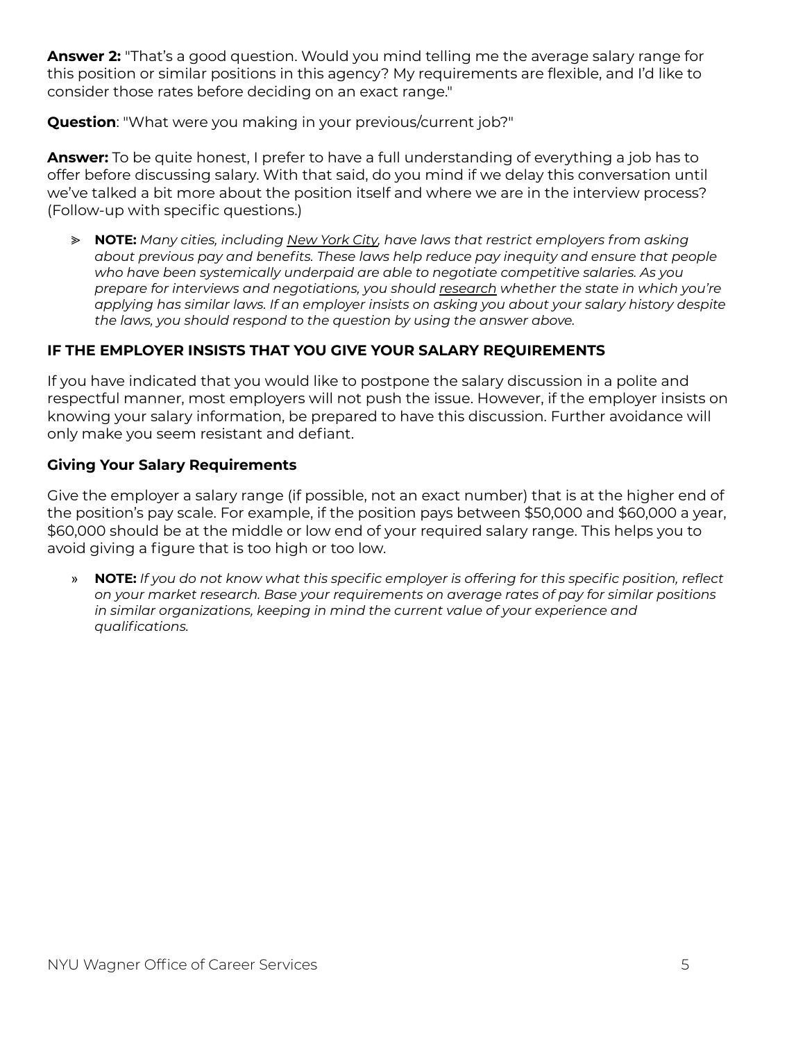**Answer 2:** "That's a good question. Would you mind telling me the average salary range for this position or similar positions in this agency? My requirements are flexible, and I'd like to consider those rates before deciding on an exact range."

**Question**: "What were you making in your previous/current job?"

**Answer:** To be quite honest, I prefer to have a full understanding of everything a job has to offer before discussing salary. With that said, do you mind if we delay this conversation until we've talked a bit more about the position itself and where we are in the interview process? (Follow-up with specific questions.)

- **NOTE:** *Many cities, including New York City, have laws that restrict employers from asking about previous pay and benefits. These laws help reduce pay inequity and ensure that people who have been systemically underpaid are able to negotiate competitive salaries. As you prepare for interviews and negotiations, you should research whether the state in which you're applying has similar laws. If an employer insists on asking you about your salary history despite the laws, you should respond to the question by using the answer above.*

### IF THE EMPLOYER INSISTS THAT YOU GIVE YOUR SALARY REQUIREMENTS

If you have indicated that you would like to postpone the salary discussion in a polite and respectful manner, most employers will not push the issue. However, if the employer insists on knowing your salary information, be prepared to have this discussion. Further avoidance will only make you seem resistant and defiant.

#### Giving Your Salary Requirements

Give the employer a salary range (if possible, not an exact number) that is at the higher end of the position's pay scale. For example, if the position pays between $50,000 and $60,000 a year, $60,000 should be at the middle or low end of your required salary range. This helps you to avoid giving a figure that is too high or too low.

- **NOTE:** *If you do not know what this specific employer is offering for this specific position, reflect on your market research. Base your requirements on average rates of pay for similar positions in similar organizations, keeping in mind the current value of your experience and qualifications.*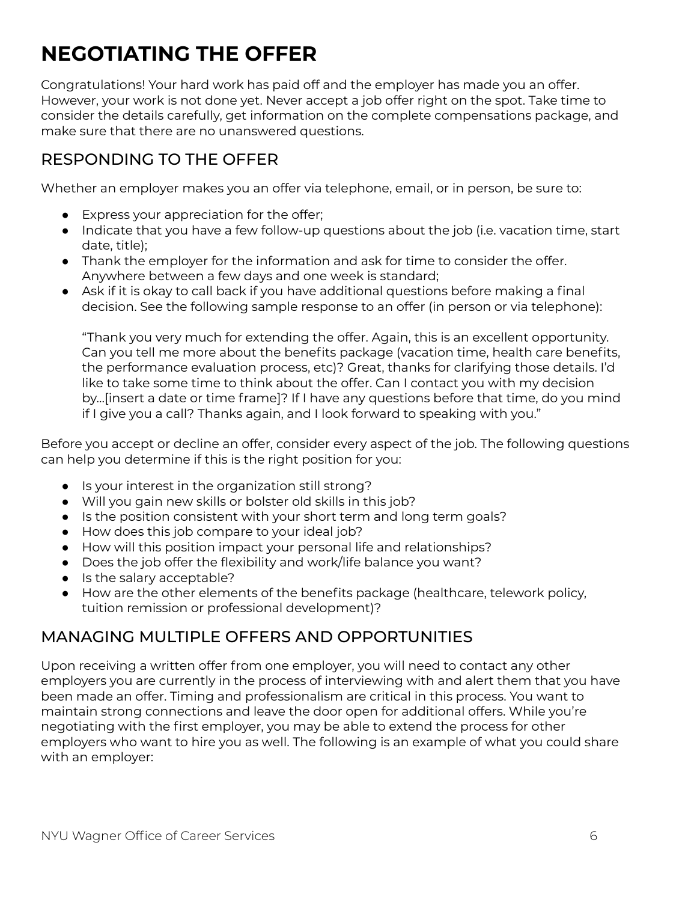# NEGOTIATING THE OFFER

Congratulations! Your hard work has paid off and the employer has made you an offer. However, your work is not done yet. Never accept a job offer right on the spot. Take time to consider the details carefully, get information on the complete compensations package, and make sure that there are no unanswered questions.

## RESPONDING TO THE OFFER

Whether an employer makes you an offer via telephone, email, or in person, be sure to:

- Express your appreciation for the offer;
- Indicate that you have a few follow-up questions about the job (i.e. vacation time, start date, title);
- Thank the employer for the information and ask for time to consider the offer. Anywhere between a few days and one week is standard;
- Ask if it is okay to call back if you have additional questions before making a final decision. See the following sample response to an offer (in person or via telephone):

  "Thank you very much for extending the offer. Again, this is an excellent opportunity. Can you tell me more about the benefits package (vacation time, health care benefits, the performance evaluation process, etc)? Great, thanks for clarifying those details. I'd like to take some time to think about the offer. Can I contact you with my decision by...[insert a date or time frame]? If I have any questions before that time, do you mind if I give you a call? Thanks again, and I look forward to speaking with you."

Before you accept or decline an offer, consider every aspect of the job. The following questions can help you determine if this is the right position for you:

- Is your interest in the organization still strong?
- Will you gain new skills or bolster old skills in this job?
- Is the position consistent with your short term and long term goals?
- How does this job compare to your ideal job?
- How will this position impact your personal life and relationships?
- Does the job offer the flexibility and work/life balance you want?
- Is the salary acceptable?
- How are the other elements of the benefits package (healthcare, telework policy, tuition remission or professional development)?

## MANAGING MULTIPLE OFFERS AND OPPORTUNITIES

Upon receiving a written offer from one employer, you will need to contact any other employers you are currently in the process of interviewing with and alert them that you have been made an offer. Timing and professionalism are critical in this process. You want to maintain strong connections and leave the door open for additional offers. While you're negotiating with the first employer, you may be able to extend the process for other employers who want to hire you as well. The following is an example of what you could share with an employer: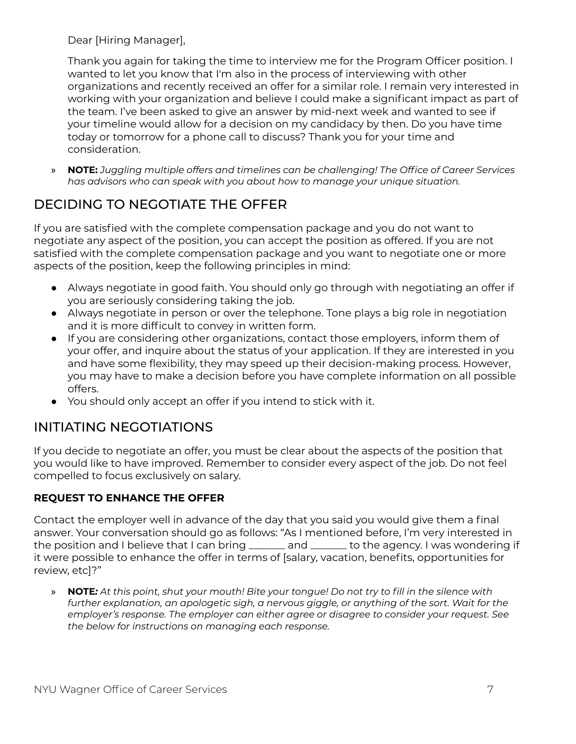Dear [Hiring Manager],

Thank you again for taking the time to interview me for the Program Officer position. I wanted to let you know that I'm also in the process of interviewing with other organizations and recently received an offer for a similar role. I remain very interested in working with your organization and believe I could make a significant impact as part of the team. I've been asked to give an answer by mid-next week and wanted to see if your timeline would allow for a decision on my candidacy by then. Do you have time today or tomorrow for a phone call to discuss? Thank you for your time and consideration.

» **NOTE:** *Juggling multiple offers and timelines can be challenging! The Office of Career Services has advisors who can speak with you about how to manage your unique situation.*

## DECIDING TO NEGOTIATE THE OFFER

If you are satisfied with the complete compensation package and you do not want to negotiate any aspect of the position, you can accept the position as offered. If you are not satisfied with the complete compensation package and you want to negotiate one or more aspects of the position, keep the following principles in mind:

- Always negotiate in good faith. You should only go through with negotiating an offer if you are seriously considering taking the job.
- Always negotiate in person or over the telephone. Tone plays a big role in negotiation and it is more difficult to convey in written form.
- If you are considering other organizations, contact those employers, inform them of your offer, and inquire about the status of your application. If they are interested in you and have some flexibility, they may speed up their decision-making process. However, you may have to make a decision before you have complete information on all possible offers.
- You should only accept an offer if you intend to stick with it.

## INITIATING NEGOTIATIONS

If you decide to negotiate an offer, you must be clear about the aspects of the position that you would like to have improved. Remember to consider every aspect of the job. Do not feel compelled to focus exclusively on salary.

### REQUEST TO ENHANCE THE OFFER

Contact the employer well in advance of the day that you said you would give them a final answer. Your conversation should go as follows: "As I mentioned before, I'm very interested in the position and I believe that I can bring _______ and _______ to the agency. I was wondering if it were possible to enhance the offer in terms of [salary, vacation, benefits, opportunities for review, etc]?"

» **NOTE***: At this point, shut your mouth! Bite your tongue! Do not try to fill in the silence with further explanation, an apologetic sigh, a nervous giggle, or anything of the sort. Wait for the employer's response. The employer can either agree or disagree to consider your request. See the below for instructions on managing each response.*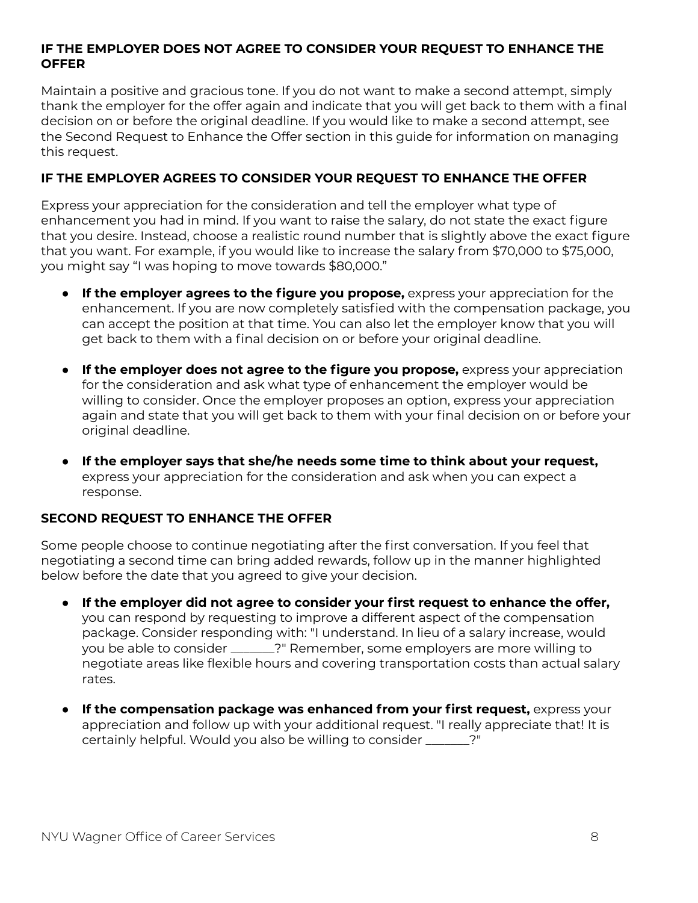### IF THE EMPLOYER DOES NOT AGREE TO CONSIDER YOUR REQUEST TO ENHANCE THE OFFER

Maintain a positive and gracious tone. If you do not want to make a second attempt, simply thank the employer for the offer again and indicate that you will get back to them with a final decision on or before the original deadline. If you would like to make a second attempt, see the Second Request to Enhance the Offer section in this guide for information on managing this request.

### IF THE EMPLOYER AGREES TO CONSIDER YOUR REQUEST TO ENHANCE THE OFFER

Express your appreciation for the consideration and tell the employer what type of enhancement you had in mind. If you want to raise the salary, do not state the exact figure that you desire. Instead, choose a realistic round number that is slightly above the exact figure that you want. For example, if you would like to increase the salary from $70,000 to $75,000, you might say "I was hoping to move towards $80,000."

- **If the employer agrees to the figure you propose,** express your appreciation for the enhancement. If you are now completely satisfied with the compensation package, you can accept the position at that time. You can also let the employer know that you will get back to them with a final decision on or before your original deadline.
- **If the employer does not agree to the figure you propose,** express your appreciation for the consideration and ask what type of enhancement the employer would be willing to consider. Once the employer proposes an option, express your appreciation again and state that you will get back to them with your final decision on or before your original deadline.
- **If the employer says that she/he needs some time to think about your request,** express your appreciation for the consideration and ask when you can expect a response.

### SECOND REQUEST TO ENHANCE THE OFFER

Some people choose to continue negotiating after the first conversation. If you feel that negotiating a second time can bring added rewards, follow up in the manner highlighted below before the date that you agreed to give your decision.

- **If the employer did not agree to consider your first request to enhance the offer,** you can respond by requesting to improve a different aspect of the compensation package. Consider responding with: "I understand. In lieu of a salary increase, would you be able to consider _______?" Remember, some employers are more willing to negotiate areas like flexible hours and covering transportation costs than actual salary rates.
- **If the compensation package was enhanced from your first request,** express your appreciation and follow up with your additional request. "I really appreciate that! It is certainly helpful. Would you also be willing to consider _______?"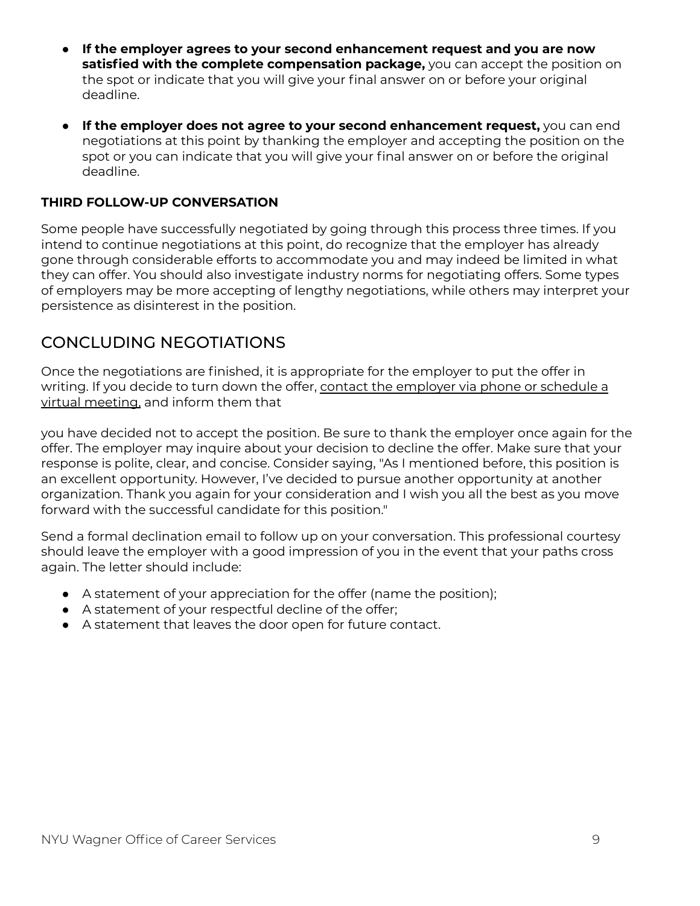- **If the employer agrees to your second enhancement request and you are now satisfied with the complete compensation package,** you can accept the position on the spot or indicate that you will give your final answer on or before your original deadline.
- **If the employer does not agree to your second enhancement request,** you can end negotiations at this point by thanking the employer and accepting the position on the spot or you can indicate that you will give your final answer on or before the original deadline.

**THIRD FOLLOW-UP CONVERSATION**

Some people have successfully negotiated by going through this process three times. If you intend to continue negotiations at this point, do recognize that the employer has already gone through considerable efforts to accommodate you and may indeed be limited in what they can offer. You should also investigate industry norms for negotiating offers. Some types of employers may be more accepting of lengthy negotiations, while others may interpret your persistence as disinterest in the position.

## CONCLUDING NEGOTIATIONS

Once the negotiations are finished, it is appropriate for the employer to put the offer in writing. If you decide to turn down the offer, contact the employer via phone or schedule a virtual meeting, and inform them that you have decided not to accept the position. Be sure to thank the employer once again for the offer. The employer may inquire about your decision to decline the offer. Make sure that your response is polite, clear, and concise. Consider saying, "As I mentioned before, this position is an excellent opportunity. However, I've decided to pursue another opportunity at another organization. Thank you again for your consideration and I wish you all the best as you move forward with the successful candidate for this position."

Send a formal declination email to follow up on your conversation. This professional courtesy should leave the employer with a good impression of you in the event that your paths cross again. The letter should include:

- A statement of your appreciation for the offer (name the position);
- A statement of your respectful decline of the offer;
- A statement that leaves the door open for future contact.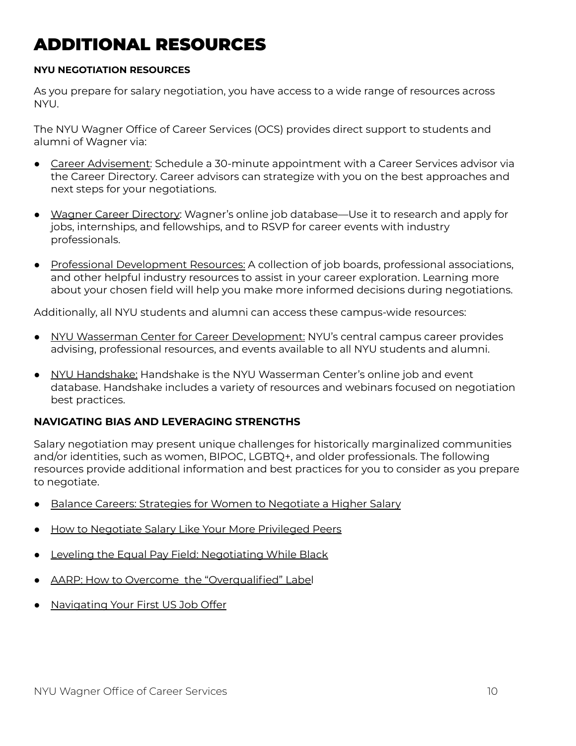# ADDITIONAL RESOURCES

**NYU NEGOTIATION RESOURCES**

As you prepare for salary negotiation, you have access to a wide range of resources across NYU.

The NYU Wagner Office of Career Services (OCS) provides direct support to students and alumni of Wagner via:

- Career Advisement: Schedule a 30-minute appointment with a Career Services advisor via the Career Directory. Career advisors can strategize with you on the best approaches and next steps for your negotiations.
- Wagner Career Directory: Wagner's online job database—Use it to research and apply for jobs, internships, and fellowships, and to RSVP for career events with industry professionals.
- Professional Development Resources: A collection of job boards, professional associations, and other helpful industry resources to assist in your career exploration. Learning more about your chosen field will help you make more informed decisions during negotiations.

Additionally, all NYU students and alumni can access these campus-wide resources:

- NYU Wasserman Center for Career Development: NYU's central campus career provides advising, professional resources, and events available to all NYU students and alumni.
- NYU Handshake: Handshake is the NYU Wasserman Center's online job and event database. Handshake includes a variety of resources and webinars focused on negotiation best practices.

**NAVIGATING BIAS AND LEVERAGING STRENGTHS**

Salary negotiation may present unique challenges for historically marginalized communities and/or identities, such as women, BIPOC, LGBTQ+, and older professionals. The following resources provide additional information and best practices for you to consider as you prepare to negotiate.

- Balance Careers: Strategies for Women to Negotiate a Higher Salary
- How to Negotiate Salary Like Your More Privileged Peers
- Leveling the Equal Pay Field: Negotiating While Black
- AARP: How to Overcome the "Overqualified" Label
- Navigating Your First US Job Offer